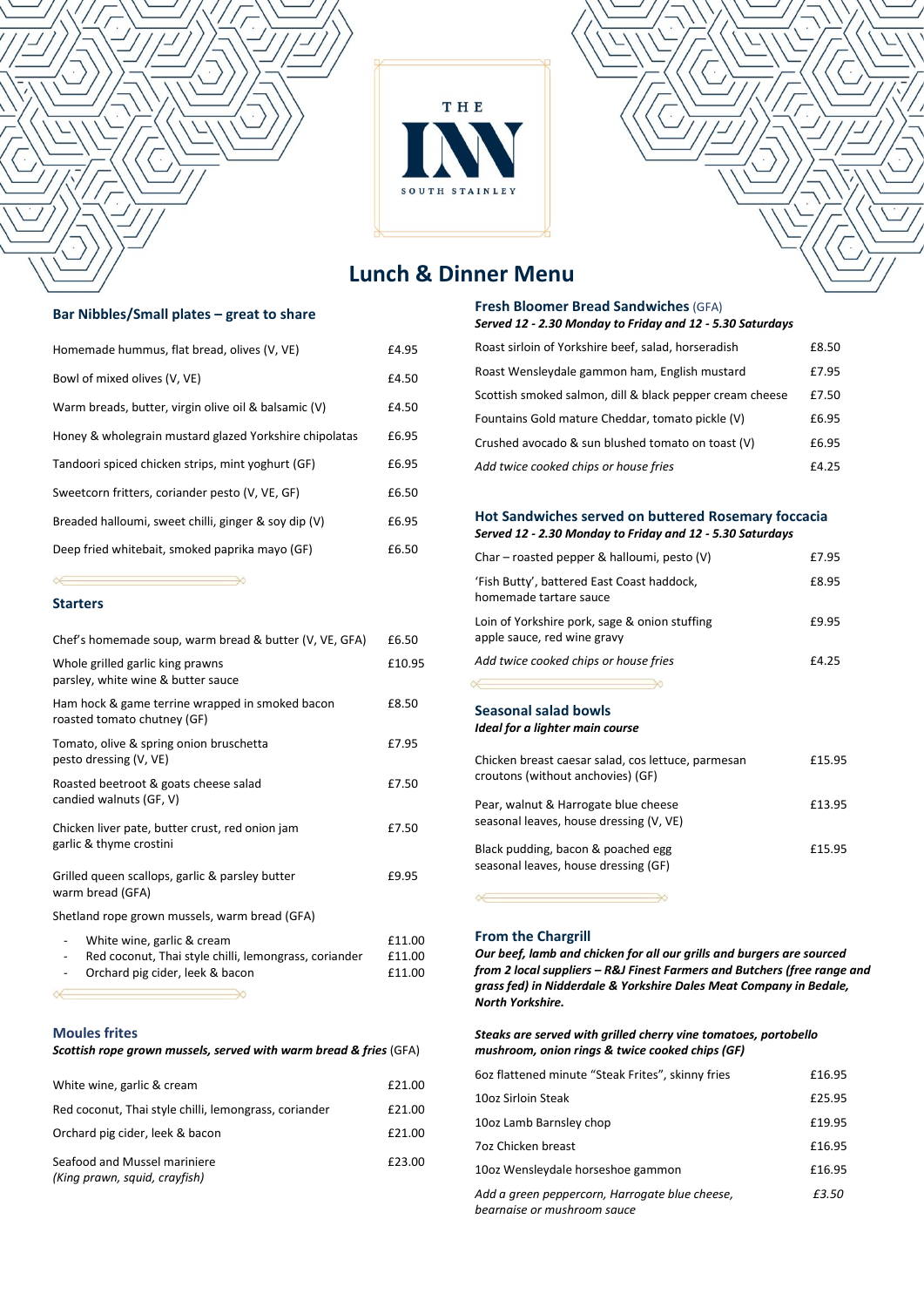THE INN

SOUTH STAINLEY

# Lunch & Dinner Menu

## Bar Nibbles/Small plates – great to share

| | |
|---|---|
| Homemade hummus, flat bread, olives (V, VE) | £4.95 |
| Bowl of mixed olives (V, VE) | £4.50 |
| Warm breads, butter, virgin olive oil & balsamic (V) | £4.50 |
| Honey & wholegrain mustard glazed Yorkshire chipolatas | £6.95 |
| Tandoori spiced chicken strips, mint yoghurt (GF) | £6.95 |
| Sweetcorn fritters, coriander pesto (V, VE, GF) | £6.50 |
| Breaded halloumi, sweet chilli, ginger & soy dip (V) | £6.95 |
| Deep fried whitebait, smoked paprika mayo (GF) | £6.50 |

## Starters

| | |
|---|---|
| Chef's homemade soup, warm bread & butter (V, VE, GFA) | £6.50 |
| Whole grilled garlic king prawns parsley, white wine & butter sauce | £10.95 |
| Ham hock & game terrine wrapped in smoked bacon roasted tomato chutney (GF) | £8.50 |
| Tomato, olive & spring onion bruschetta pesto dressing (V, VE) | £7.95 |
| Roasted beetroot & goats cheese salad candied walnuts (GF, V) | £7.50 |
| Chicken liver pate, butter crust, red onion jam garlic & thyme crostini | £7.50 |
| Grilled queen scallops, garlic & parsley butter warm bread (GFA) | £9.95 |

Shetland rope grown mussels, warm bread (GFA)

- White wine, garlic & cream — £11.00
- Red coconut, Thai style chilli, lemongrass, coriander — £11.00
- Orchard pig cider, leek & bacon — £11.00

## Moules frites

***Scottish rope grown mussels, served with warm bread & fries*** (GFA)

| | |
|---|---|
| White wine, garlic & cream | £21.00 |
| Red coconut, Thai style chilli, lemongrass, coriander | £21.00 |
| Orchard pig cider, leek & bacon | £21.00 |
| Seafood and Mussel mariniere *(King prawn, squid, crayfish)* | £23.00 |

## Fresh Bloomer Bread Sandwiches (GFA)

***Served 12 - 2.30 Monday to Friday and 12 - 5.30 Saturdays***

| | |
|---|---|
| Roast sirloin of Yorkshire beef, salad, horseradish | £8.50 |
| Roast Wensleydale gammon ham, English mustard | £7.95 |
| Scottish smoked salmon, dill & black pepper cream cheese | £7.50 |
| Fountains Gold mature Cheddar, tomato pickle (V) | £6.95 |
| Crushed avocado & sun blushed tomato on toast (V) | £6.95 |
| *Add twice cooked chips or house fries* | £4.25 |

## Hot Sandwiches served on buttered Rosemary foccacia

***Served 12 - 2.30 Monday to Friday and 12 - 5.30 Saturdays***

| | |
|---|---|
| Char – roasted pepper & halloumi, pesto (V) | £7.95 |
| 'Fish Butty', battered East Coast haddock, homemade tartare sauce | £8.95 |
| Loin of Yorkshire pork, sage & onion stuffing apple sauce, red wine gravy | £9.95 |
| *Add twice cooked chips or house fries* | £4.25 |

## Seasonal salad bowls

***Ideal for a lighter main course***

| | |
|---|---|
| Chicken breast caesar salad, cos lettuce, parmesan croutons (without anchovies) (GF) | £15.95 |
| Pear, walnut & Harrogate blue cheese seasonal leaves, house dressing (V, VE) | £13.95 |
| Black pudding, bacon & poached egg seasonal leaves, house dressing (GF) | £15.95 |

## From the Chargrill

***Our beef, lamb and chicken for all our grills and burgers are sourced from 2 local suppliers – R&J Finest Farmers and Butchers (free range and grass fed) in Nidderdale & Yorkshire Dales Meat Company in Bedale, North Yorkshire.***

***Steaks are served with grilled cherry vine tomatoes, portobello mushroom, onion rings & twice cooked chips (GF)***

| | |
|---|---|
| 6oz flattened minute "Steak Frites", skinny fries | £16.95 |
| 10oz Sirloin Steak | £25.95 |
| 10oz Lamb Barnsley chop | £19.95 |
| 7oz Chicken breast | £16.95 |
| 10oz Wensleydale horseshoe gammon | £16.95 |
| *Add a green peppercorn, Harrogate blue cheese, bearnaise or mushroom sauce* | *£3.50* |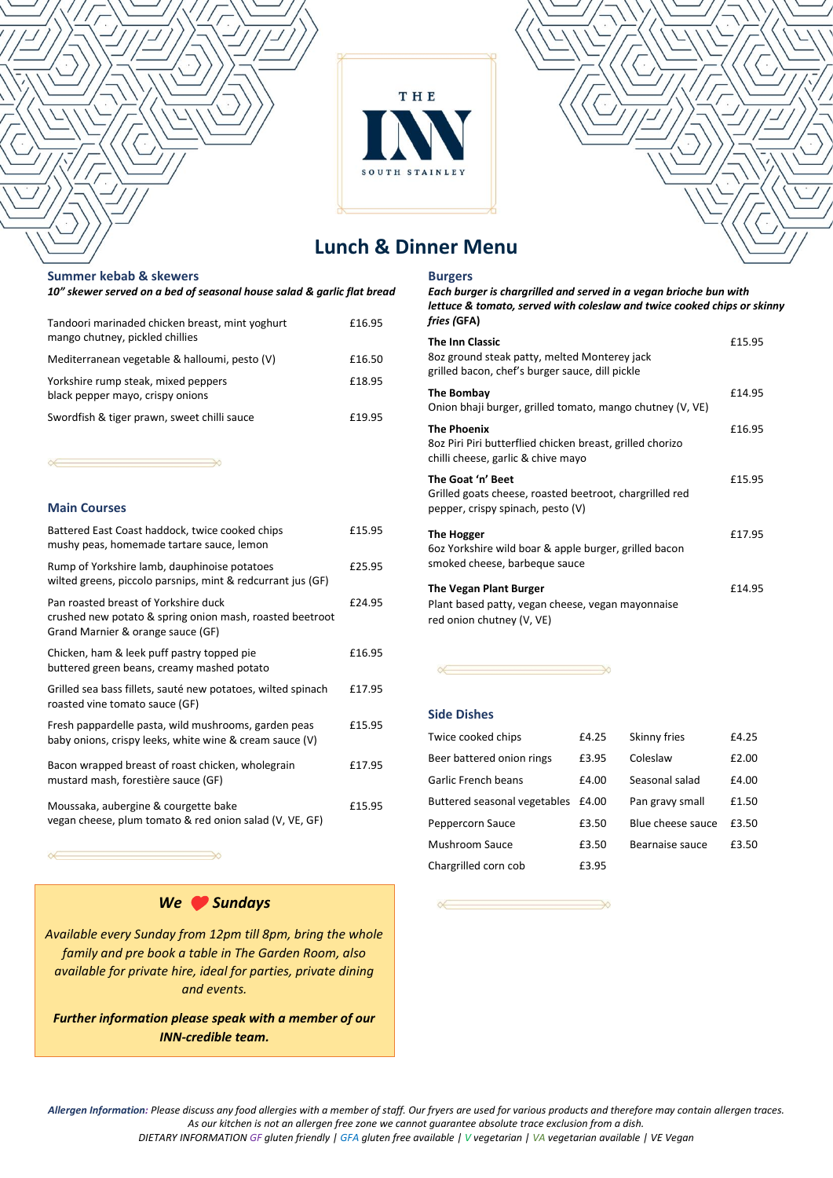THE INN
SOUTH STAINLEY

# Lunch & Dinner Menu

## Summer kebab & skewers

***10" skewer served on a bed of seasonal house salad & garlic flat bread***

| | |
|---|---|
| Tandoori marinaded chicken breast, mint yoghurt mango chutney, pickled chillies | £16.95 |
| Mediterranean vegetable & halloumi, pesto (V) | £16.50 |
| Yorkshire rump steak, mixed peppers black pepper mayo, crispy onions | £18.95 |
| Swordfish & tiger prawn, sweet chilli sauce | £19.95 |

## Main Courses

| | |
|---|---|
| Battered East Coast haddock, twice cooked chips mushy peas, homemade tartare sauce, lemon | £15.95 |
| Rump of Yorkshire lamb, dauphinoise potatoes wilted greens, piccolo parsnips, mint & redcurrant jus (GF) | £25.95 |
| Pan roasted breast of Yorkshire duck crushed new potato & spring onion mash, roasted beetroot Grand Marnier & orange sauce (GF) | £24.95 |
| Chicken, ham & leek puff pastry topped pie buttered green beans, creamy mashed potato | £16.95 |
| Grilled sea bass fillets, sauté new potatoes, wilted spinach roasted vine tomato sauce (GF) | £17.95 |
| Fresh pappardelle pasta, wild mushrooms, garden peas baby onions, crispy leeks, white wine & cream sauce (V) | £15.95 |
| Bacon wrapped breast of roast chicken, wholegrain mustard mash, forestière sauce (GF) | £17.95 |
| Moussaka, aubergine & courgette bake vegan cheese, plum tomato & red onion salad (V, VE, GF) | £15.95 |

### *We ❤️ Sundays*

*Available every Sunday from 12pm till 8pm, bring the whole family and pre book a table in The Garden Room, also available for private hire, ideal for parties, private dining and events.*

***Further information please speak with a member of our INN-credible team.***

## Burgers

***Each burger is chargrilled and served in a vegan brioche bun with lettuce & tomato, served with coleslaw and twice cooked chips or skinny fries (GFA)***

| | |
|---|---|
| **The Inn Classic** 8oz ground steak patty, melted Monterey jack grilled bacon, chef's burger sauce, dill pickle | £15.95 |
| **The Bombay** Onion bhaji burger, grilled tomato, mango chutney (V, VE) | £14.95 |
| **The Phoenix** 8oz Piri Piri butterflied chicken breast, grilled chorizo chilli cheese, garlic & chive mayo | £16.95 |
| **The Goat 'n' Beet** Grilled goats cheese, roasted beetroot, chargrilled red pepper, crispy spinach, pesto (V) | £15.95 |
| **The Hogger** 6oz Yorkshire wild boar & apple burger, grilled bacon smoked cheese, barbeque sauce | £17.95 |
| **The Vegan Plant Burger** Plant based patty, vegan cheese, vegan mayonnaise red onion chutney (V, VE) | £14.95 |

## Side Dishes

| | | | |
|---|---|---|---|
| Twice cooked chips | £4.25 | Skinny fries | £4.25 |
| Beer battered onion rings | £3.95 | Coleslaw | £2.00 |
| Garlic French beans | £4.00 | Seasonal salad | £4.00 |
| Buttered seasonal vegetables | £4.00 | Pan gravy small | £1.50 |
| Peppercorn Sauce | £3.50 | Blue cheese sauce | £3.50 |
| Mushroom Sauce | £3.50 | Bearnaise sauce | £3.50 |
| Chargrilled corn cob | £3.95 | | |

*__Allergen Information:__ Please discuss any food allergies with a member of staff. Our fryers are used for various products and therefore may contain allergen traces. As our kitchen is not an allergen free zone we cannot guarantee absolute trace exclusion from a dish.*
*DIETARY INFORMATION GF gluten friendly | GFA gluten free available | V vegetarian | VA vegetarian available | VE Vegan*